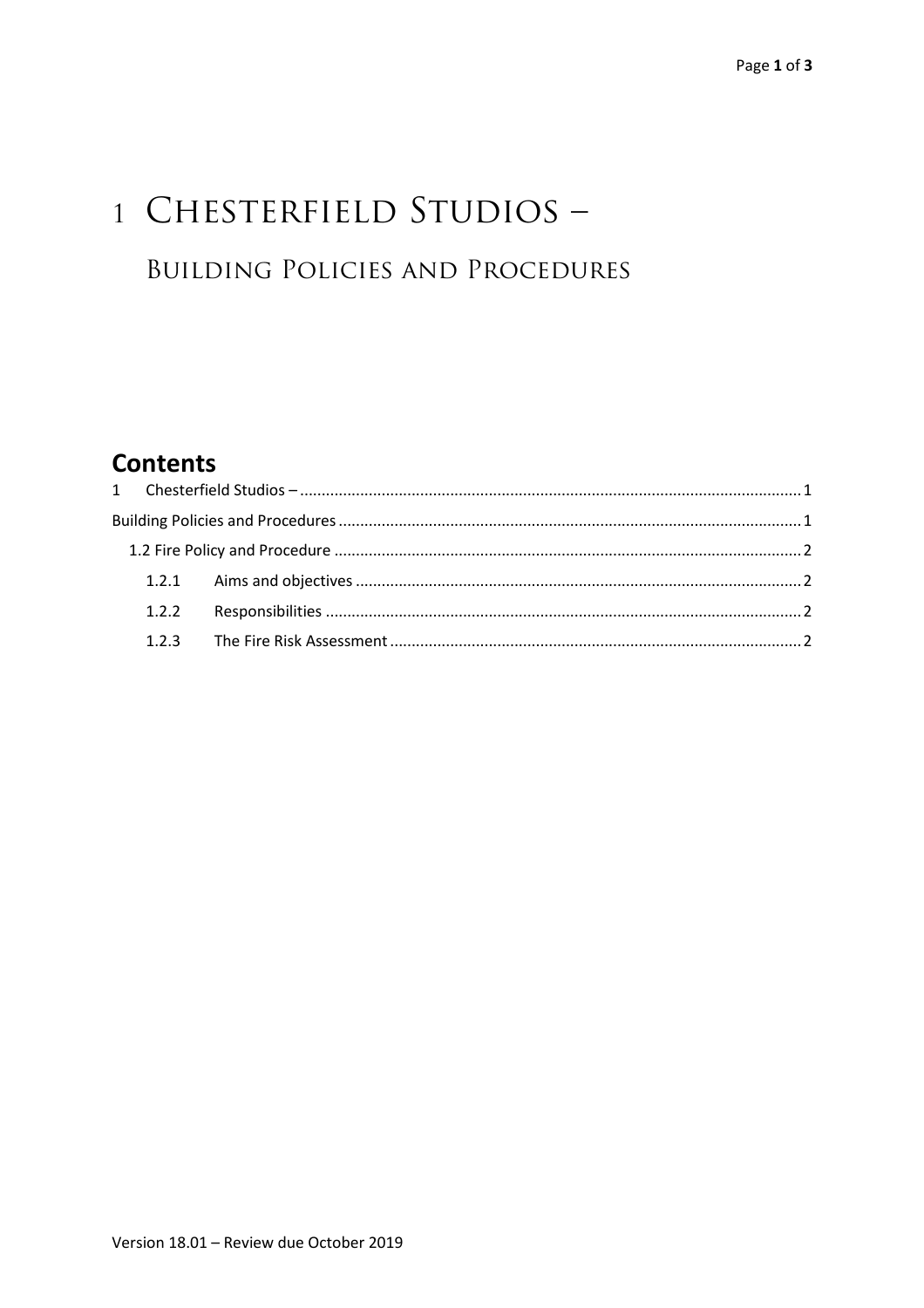# 1 Chesterfield Studios –

## Building Policies and Procedures

## Contents

1 Chesterfield Studios – ..... 1

Building Policies and Procedures ..... 1

1.2 Fire Policy and Procedure ..... 2

1.2.1 Aims and objectives ..... 2

1.2.2 Responsibilities ..... 2

1.2.3 The Fire Risk Assessment ..... 2

Version 18.01 – Review due October 2019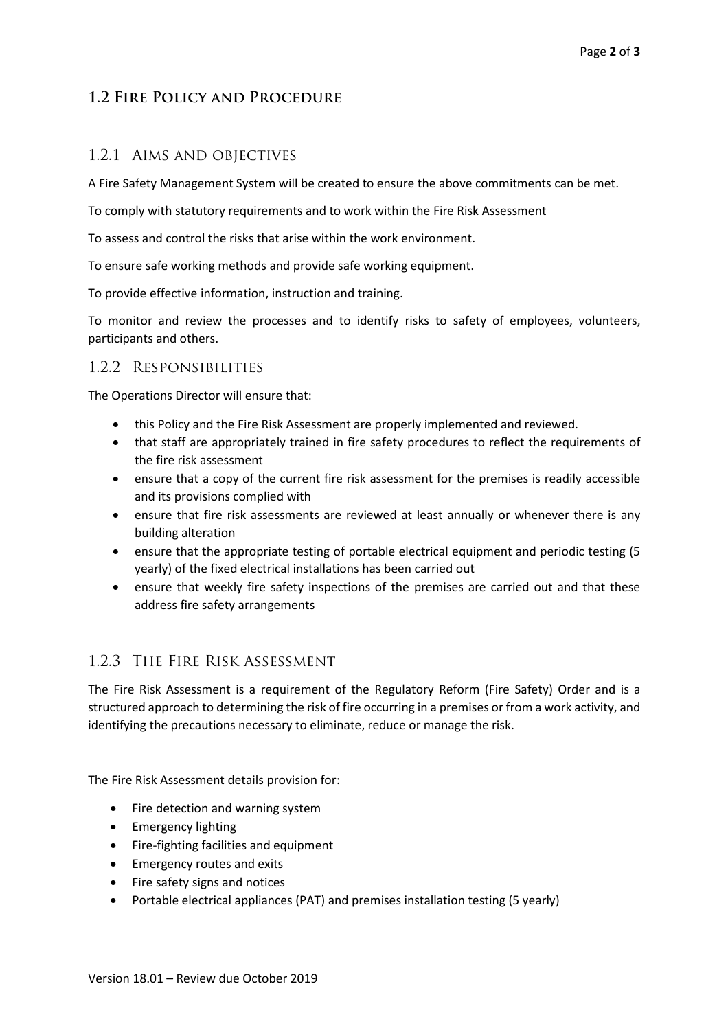## 1.2 Fire Policy and Procedure

### 1.2.1 Aims and objectives

A Fire Safety Management System will be created to ensure the above commitments can be met.

To comply with statutory requirements and to work within the Fire Risk Assessment

To assess and control the risks that arise within the work environment.

To ensure safe working methods and provide safe working equipment.

To provide effective information, instruction and training.

To monitor and review the processes and to identify risks to safety of employees, volunteers, participants and others.

### 1.2.2 Responsibilities

The Operations Director will ensure that:

- this Policy and the Fire Risk Assessment are properly implemented and reviewed.
- that staff are appropriately trained in fire safety procedures to reflect the requirements of the fire risk assessment
- ensure that a copy of the current fire risk assessment for the premises is readily accessible and its provisions complied with
- ensure that fire risk assessments are reviewed at least annually or whenever there is any building alteration
- ensure that the appropriate testing of portable electrical equipment and periodic testing (5 yearly) of the fixed electrical installations has been carried out
- ensure that weekly fire safety inspections of the premises are carried out and that these address fire safety arrangements

### 1.2.3 The Fire Risk Assessment

The Fire Risk Assessment is a requirement of the Regulatory Reform (Fire Safety) Order and is a structured approach to determining the risk of fire occurring in a premises or from a work activity, and identifying the precautions necessary to eliminate, reduce or manage the risk.

The Fire Risk Assessment details provision for:

- Fire detection and warning system
- Emergency lighting
- Fire-fighting facilities and equipment
- Emergency routes and exits
- Fire safety signs and notices
- Portable electrical appliances (PAT) and premises installation testing (5 yearly)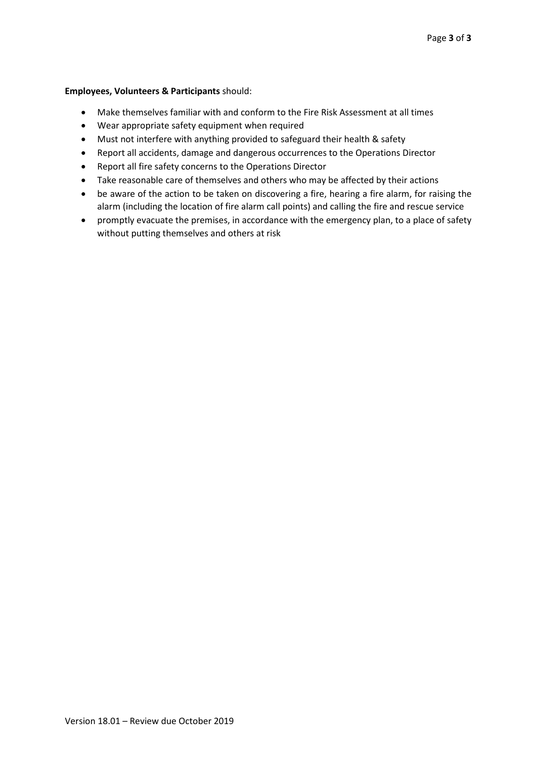**Employees, Volunteers & Participants** should:

- Make themselves familiar with and conform to the Fire Risk Assessment at all times
- Wear appropriate safety equipment when required
- Must not interfere with anything provided to safeguard their health & safety
- Report all accidents, damage and dangerous occurrences to the Operations Director
- Report all fire safety concerns to the Operations Director
- Take reasonable care of themselves and others who may be affected by their actions
- be aware of the action to be taken on discovering a fire, hearing a fire alarm, for raising the alarm (including the location of fire alarm call points) and calling the fire and rescue service
- promptly evacuate the premises, in accordance with the emergency plan, to a place of safety without putting themselves and others at risk

Version 18.01 – Review due October 2019